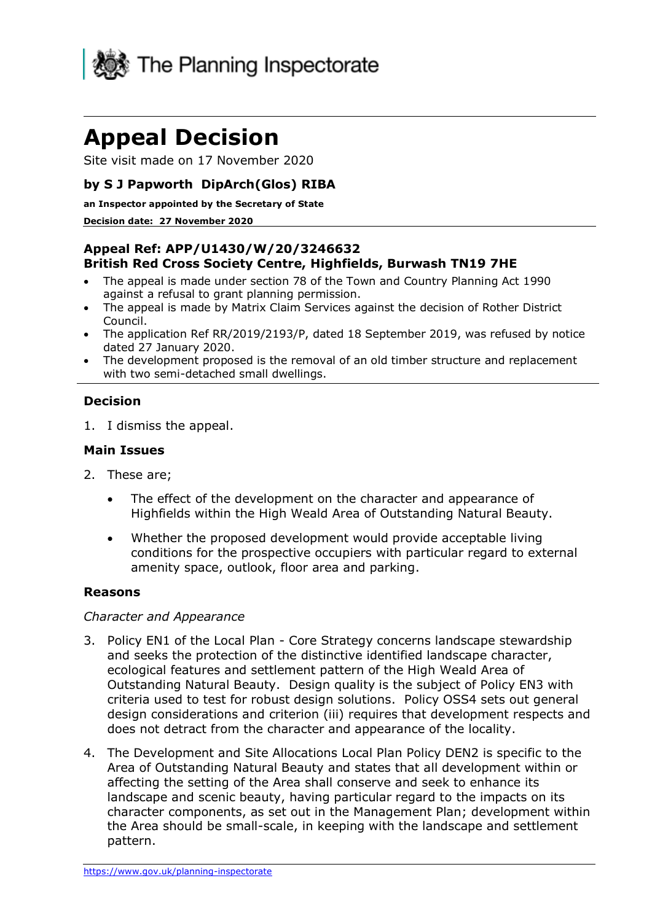The Planning Inspectorate

# Appeal Decision

Site visit made on 17 November 2020

### by S J Papworth DipArch(Glos) RIBA

**an Inspector appointed by the Secretary of State**

**Decision date: 27 November 2020**

---

### Appeal Ref: APP/U1430/W/20/3246632
### British Red Cross Society Centre, Highfields, Burwash TN19 7HE

- The appeal is made under section 78 of the Town and Country Planning Act 1990 against a refusal to grant planning permission.
- The appeal is made by Matrix Claim Services against the decision of Rother District Council.
- The application Ref RR/2019/2193/P, dated 18 September 2019, was refused by notice dated 27 January 2020.
- The development proposed is the removal of an old timber structure and replacement with two semi-detached small dwellings.

---

### Decision

1. I dismiss the appeal.

### Main Issues

2. These are;

   - The effect of the development on the character and appearance of Highfields within the High Weald Area of Outstanding Natural Beauty.
   - Whether the proposed development would provide acceptable living conditions for the prospective occupiers with particular regard to external amenity space, outlook, floor area and parking.

### Reasons

*Character and Appearance*

3. Policy EN1 of the Local Plan - Core Strategy concerns landscape stewardship and seeks the protection of the distinctive identified landscape character, ecological features and settlement pattern of the High Weald Area of Outstanding Natural Beauty. Design quality is the subject of Policy EN3 with criteria used to test for robust design solutions. Policy OSS4 sets out general design considerations and criterion (iii) requires that development respects and does not detract from the character and appearance of the locality.

4. The Development and Site Allocations Local Plan Policy DEN2 is specific to the Area of Outstanding Natural Beauty and states that all development within or affecting the setting of the Area shall conserve and seek to enhance its landscape and scenic beauty, having particular regard to the impacts on its character components, as set out in the Management Plan; development within the Area should be small-scale, in keeping with the landscape and settlement pattern.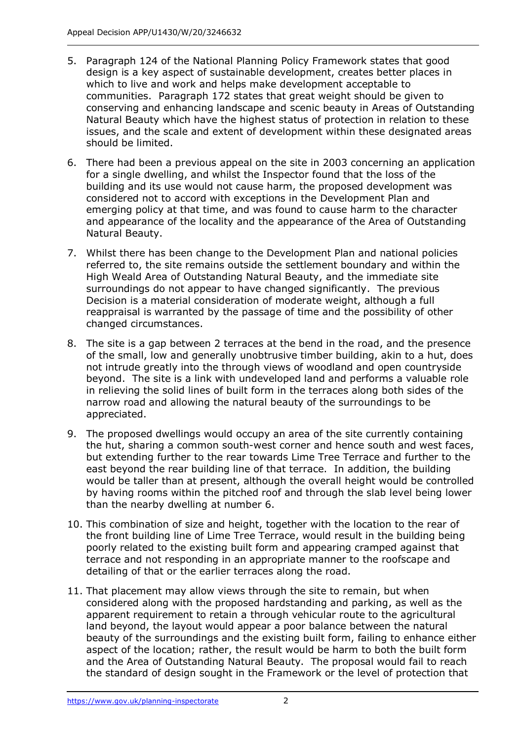5. Paragraph 124 of the National Planning Policy Framework states that good design is a key aspect of sustainable development, creates better places in which to live and work and helps make development acceptable to communities. Paragraph 172 states that great weight should be given to conserving and enhancing landscape and scenic beauty in Areas of Outstanding Natural Beauty which have the highest status of protection in relation to these issues, and the scale and extent of development within these designated areas should be limited.

6. There had been a previous appeal on the site in 2003 concerning an application for a single dwelling, and whilst the Inspector found that the loss of the building and its use would not cause harm, the proposed development was considered not to accord with exceptions in the Development Plan and emerging policy at that time, and was found to cause harm to the character and appearance of the locality and the appearance of the Area of Outstanding Natural Beauty.

7. Whilst there has been change to the Development Plan and national policies referred to, the site remains outside the settlement boundary and within the High Weald Area of Outstanding Natural Beauty, and the immediate site surroundings do not appear to have changed significantly. The previous Decision is a material consideration of moderate weight, although a full reappraisal is warranted by the passage of time and the possibility of other changed circumstances.

8. The site is a gap between 2 terraces at the bend in the road, and the presence of the small, low and generally unobtrusive timber building, akin to a hut, does not intrude greatly into the through views of woodland and open countryside beyond. The site is a link with undeveloped land and performs a valuable role in relieving the solid lines of built form in the terraces along both sides of the narrow road and allowing the natural beauty of the surroundings to be appreciated.

9. The proposed dwellings would occupy an area of the site currently containing the hut, sharing a common south-west corner and hence south and west faces, but extending further to the rear towards Lime Tree Terrace and further to the east beyond the rear building line of that terrace. In addition, the building would be taller than at present, although the overall height would be controlled by having rooms within the pitched roof and through the slab level being lower than the nearby dwelling at number 6.

10. This combination of size and height, together with the location to the rear of the front building line of Lime Tree Terrace, would result in the building being poorly related to the existing built form and appearing cramped against that terrace and not responding in an appropriate manner to the roofscape and detailing of that or the earlier terraces along the road.

11. That placement may allow views through the site to remain, but when considered along with the proposed hardstanding and parking, as well as the apparent requirement to retain a through vehicular route to the agricultural land beyond, the layout would appear a poor balance between the natural beauty of the surroundings and the existing built form, failing to enhance either aspect of the location; rather, the result would be harm to both the built form and the Area of Outstanding Natural Beauty. The proposal would fail to reach the standard of design sought in the Framework or the level of protection that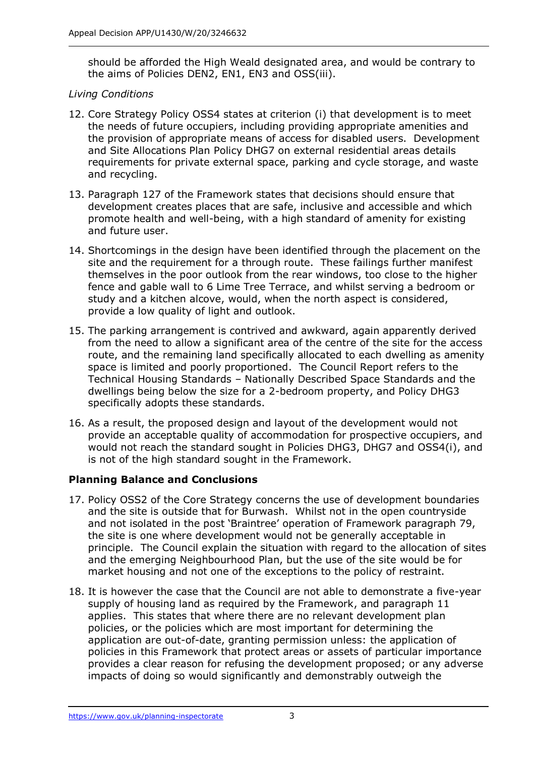should be afforded the High Weald designated area, and would be contrary to the aims of Policies DEN2, EN1, EN3 and OSS(iii).

*Living Conditions*

12. Core Strategy Policy OSS4 states at criterion (i) that development is to meet the needs of future occupiers, including providing appropriate amenities and the provision of appropriate means of access for disabled users. Development and Site Allocations Plan Policy DHG7 on external residential areas details requirements for private external space, parking and cycle storage, and waste and recycling.

13. Paragraph 127 of the Framework states that decisions should ensure that development creates places that are safe, inclusive and accessible and which promote health and well-being, with a high standard of amenity for existing and future user.

14. Shortcomings in the design have been identified through the placement on the site and the requirement for a through route. These failings further manifest themselves in the poor outlook from the rear windows, too close to the higher fence and gable wall to 6 Lime Tree Terrace, and whilst serving a bedroom or study and a kitchen alcove, would, when the north aspect is considered, provide a low quality of light and outlook.

15. The parking arrangement is contrived and awkward, again apparently derived from the need to allow a significant area of the centre of the site for the access route, and the remaining land specifically allocated to each dwelling as amenity space is limited and poorly proportioned. The Council Report refers to the Technical Housing Standards – Nationally Described Space Standards and the dwellings being below the size for a 2-bedroom property, and Policy DHG3 specifically adopts these standards.

16. As a result, the proposed design and layout of the development would not provide an acceptable quality of accommodation for prospective occupiers, and would not reach the standard sought in Policies DHG3, DHG7 and OSS4(i), and is not of the high standard sought in the Framework.

## Planning Balance and Conclusions

17. Policy OSS2 of the Core Strategy concerns the use of development boundaries and the site is outside that for Burwash. Whilst not in the open countryside and not isolated in the post 'Braintree' operation of Framework paragraph 79, the site is one where development would not be generally acceptable in principle. The Council explain the situation with regard to the allocation of sites and the emerging Neighbourhood Plan, but the use of the site would be for market housing and not one of the exceptions to the policy of restraint.

18. It is however the case that the Council are not able to demonstrate a five-year supply of housing land as required by the Framework, and paragraph 11 applies. This states that where there are no relevant development plan policies, or the policies which are most important for determining the application are out-of-date, granting permission unless: the application of policies in this Framework that protect areas or assets of particular importance provides a clear reason for refusing the development proposed; or any adverse impacts of doing so would significantly and demonstrably outweigh the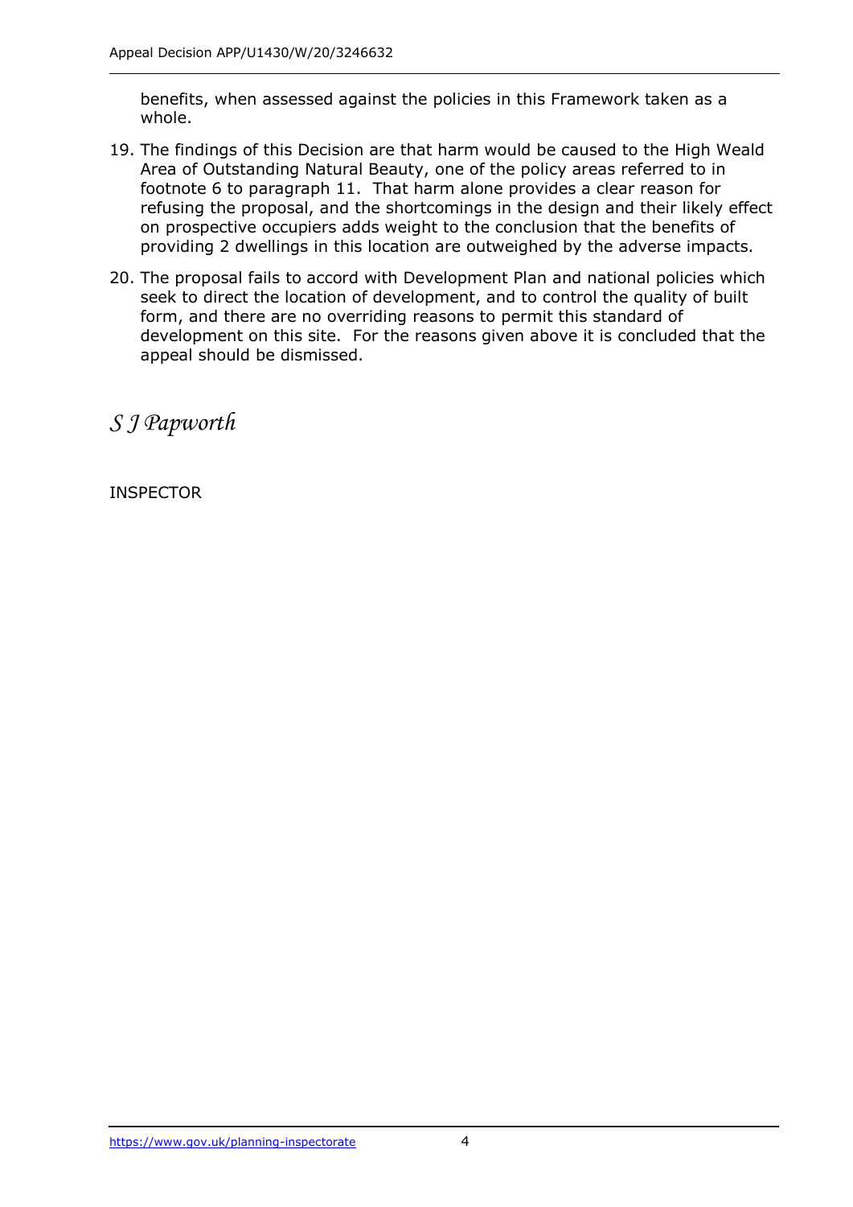benefits, when assessed against the policies in this Framework taken as a whole.

19. The findings of this Decision are that harm would be caused to the High Weald Area of Outstanding Natural Beauty, one of the policy areas referred to in footnote 6 to paragraph 11. That harm alone provides a clear reason for refusing the proposal, and the shortcomings in the design and their likely effect on prospective occupiers adds weight to the conclusion that the benefits of providing 2 dwellings in this location are outweighed by the adverse impacts.

20. The proposal fails to accord with Development Plan and national policies which seek to direct the location of development, and to control the quality of built form, and there are no overriding reasons to permit this standard of development on this site. For the reasons given above it is concluded that the appeal should be dismissed.

*S J Papworth*

INSPECTOR